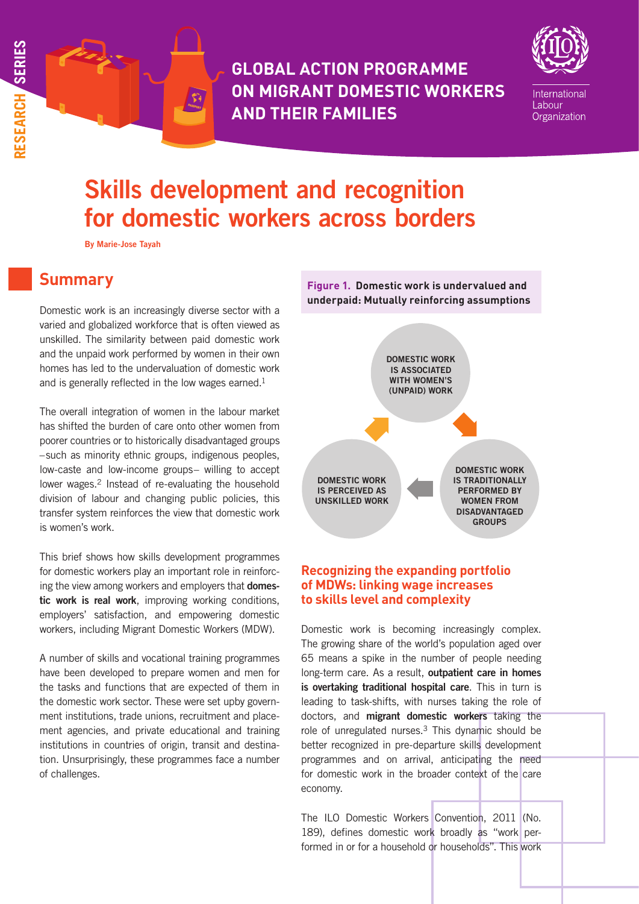RESEARCH SERIES

# GLOBAL ACTION PROGRAMME ON MIGRANT DOMESTIC WORKERS AND THEIR FAMILIES

International Labour Organization

# Skills development and recognition for domestic workers across borders

**By Marie-Jose Tayah**

## Summary

Domestic work is an increasingly diverse sector with a varied and globalized workforce that is often viewed as unskilled. The similarity between paid domestic work and the unpaid work performed by women in their own homes has led to the undervaluation of domestic work and is generally reflected in the low wages earned.[1]

The overall integration of women in the labour market has shifted the burden of care onto other women from poorer countries or to historically disadvantaged groups –such as minority ethnic groups, indigenous peoples, low-caste and low-income groups– willing to accept lower wages.[2] Instead of re-evaluating the household division of labour and changing public policies, this transfer system reinforces the view that domestic work is women's work.

This brief shows how skills development programmes for domestic workers play an important role in reinforcing the view among workers and employers that **domestic work is real work**, improving working conditions, employers' satisfaction, and empowering domestic workers, including Migrant Domestic Workers (MDW).

A number of skills and vocational training programmes have been developed to prepare women and men for the tasks and functions that are expected of them in the domestic work sector. These were set upby government institutions, trade unions, recruitment and placement agencies, and private educational and training institutions in countries of origin, transit and destination. Unsurprisingly, these programmes face a number of challenges.

**Figure 1. Domestic work is undervalued and underpaid: Mutually reinforcing assumptions**

DOMESTIC WORK IS ASSOCIATED WITH WOMEN'S (UNPAID) WORK → DOMESTIC WORK IS TRADITIONALLY PERFORMED BY WOMEN FROM DISADVANTAGED GROUPS → DOMESTIC WORK IS PERCEIVED AS UNSKILLED WORK → (back to start)

### Recognizing the expanding portfolio of MDWs: linking wage increases to skills level and complexity

Domestic work is becoming increasingly complex. The growing share of the world's population aged over 65 means a spike in the number of people needing long-term care. As a result, **outpatient care in homes is overtaking traditional hospital care**. This in turn is leading to task-shifts, with nurses taking the role of doctors, and **migrant domestic workers** taking the role of unregulated nurses.[3] This dynamic should be better recognized in pre-departure skills development programmes and on arrival, anticipating the need for domestic work in the broader context of the care economy.

The ILO Domestic Workers Convention, 2011 (No. 189), defines domestic work broadly as "work performed in or for a household or households". This work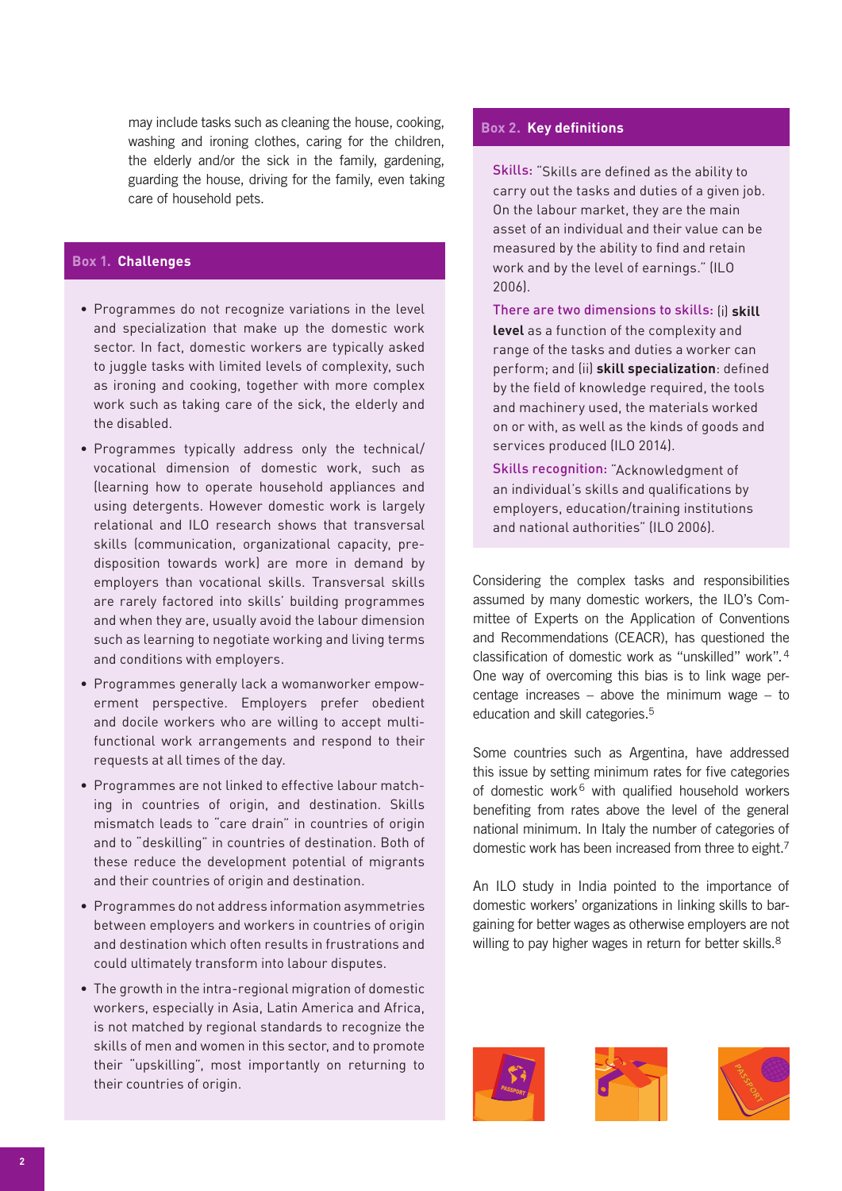may include tasks such as cleaning the house, cooking, washing and ironing clothes, caring for the children, the elderly and/or the sick in the family, gardening, guarding the house, driving for the family, even taking care of household pets.

### Box 1. Challenges

- Programmes do not recognize variations in the level and specialization that make up the domestic work sector. In fact, domestic workers are typically asked to juggle tasks with limited levels of complexity, such as ironing and cooking, together with more complex work such as taking care of the sick, the elderly and the disabled.
- Programmes typically address only the technical/vocational dimension of domestic work, such as (learning how to operate household appliances and using detergents. However domestic work is largely relational and ILO research shows that transversal skills (communication, organizational capacity, predisposition towards work) are more in demand by employers than vocational skills. Transversal skills are rarely factored into skills' building programmes and when they are, usually avoid the labour dimension such as learning to negotiate working and living terms and conditions with employers.
- Programmes generally lack a womanworker empowerment perspective. Employers prefer obedient and docile workers who are willing to accept multifunctional work arrangements and respond to their requests at all times of the day.
- Programmes are not linked to effective labour matching in countries of origin, and destination. Skills mismatch leads to "care drain" in countries of origin and to "deskilling" in countries of destination. Both of these reduce the development potential of migrants and their countries of origin and destination.
- Programmes do not address information asymmetries between employers and workers in countries of origin and destination which often results in frustrations and could ultimately transform into labour disputes.
- The growth in the intra-regional migration of domestic workers, especially in Asia, Latin America and Africa, is not matched by regional standards to recognize the skills of men and women in this sector, and to promote their "upskilling", most importantly on returning to their countries of origin.

### Box 2. Key definitions

**Skills:** "Skills are defined as the ability to carry out the tasks and duties of a given job. On the labour market, they are the main asset of an individual and their value can be measured by the ability to find and retain work and by the level of earnings." (ILO 2006).

**There are two dimensions to skills:** (i) **skill level** as a function of the complexity and range of the tasks and duties a worker can perform; and (ii) **skill specialization**: defined by the field of knowledge required, the tools and machinery used, the materials worked on or with, as well as the kinds of goods and services produced (ILO 2014).

**Skills recognition:** "Acknowledgment of an individual's skills and qualifications by employers, education/training institutions and national authorities" (ILO 2006).

Considering the complex tasks and responsibilities assumed by many domestic workers, the ILO's Committee of Experts on the Application of Conventions and Recommendations (CEACR), has questioned the classification of domestic work as "unskilled" work".[4] One way of overcoming this bias is to link wage percentage increases – above the minimum wage – to education and skill categories.[5]

Some countries such as Argentina, have addressed this issue by setting minimum rates for five categories of domestic work[6] with qualified household workers benefiting from rates above the level of the general national minimum. In Italy the number of categories of domestic work has been increased from three to eight.[7]

An ILO study in India pointed to the importance of domestic workers' organizations in linking skills to bargaining for better wages as otherwise employers are not willing to pay higher wages in return for better skills.[8]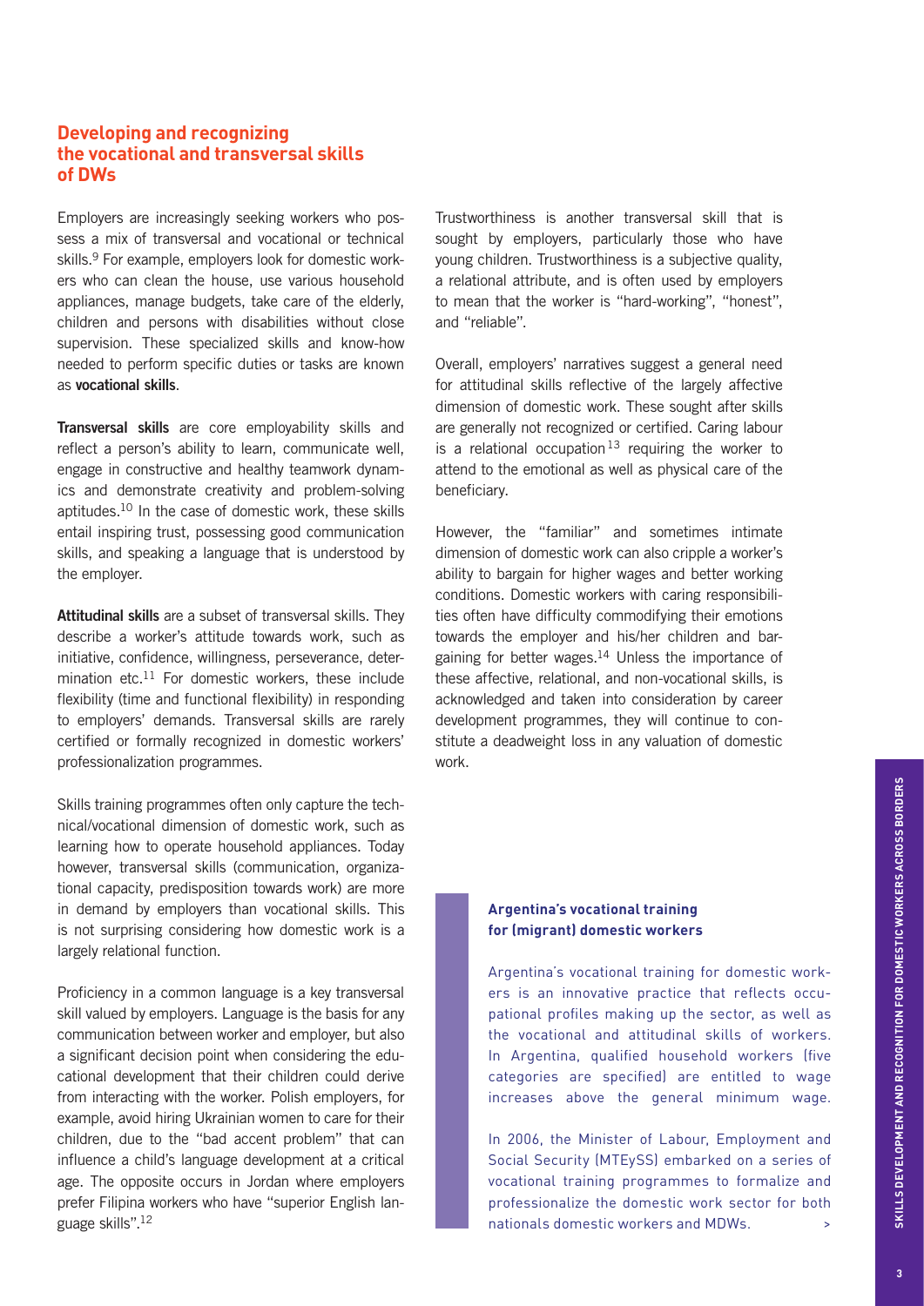## Developing and recognizing the vocational and transversal skills of DWs

Employers are increasingly seeking workers who possess a mix of transversal and vocational or technical skills.[9] For example, employers look for domestic workers who can clean the house, use various household appliances, manage budgets, take care of the elderly, children and persons with disabilities without close supervision. These specialized skills and know-how needed to perform specific duties or tasks are known as **vocational skills**.

**Transversal skills** are core employability skills and reflect a person's ability to learn, communicate well, engage in constructive and healthy teamwork dynamics and demonstrate creativity and problem-solving aptitudes.[10] In the case of domestic work, these skills entail inspiring trust, possessing good communication skills, and speaking a language that is understood by the employer.

**Attitudinal skills** are a subset of transversal skills. They describe a worker's attitude towards work, such as initiative, confidence, willingness, perseverance, determination etc.[11] For domestic workers, these include flexibility (time and functional flexibility) in responding to employers' demands. Transversal skills are rarely certified or formally recognized in domestic workers' professionalization programmes.

Skills training programmes often only capture the technical/vocational dimension of domestic work, such as learning how to operate household appliances. Today however, transversal skills (communication, organizational capacity, predisposition towards work) are more in demand by employers than vocational skills. This is not surprising considering how domestic work is a largely relational function.

Proficiency in a common language is a key transversal skill valued by employers. Language is the basis for any communication between worker and employer, but also a significant decision point when considering the educational development that their children could derive from interacting with the worker. Polish employers, for example, avoid hiring Ukrainian women to care for their children, due to the "bad accent problem" that can influence a child's language development at a critical age. The opposite occurs in Jordan where employers prefer Filipina workers who have "superior English language skills".[12]

Trustworthiness is another transversal skill that is sought by employers, particularly those who have young children. Trustworthiness is a subjective quality, a relational attribute, and is often used by employers to mean that the worker is "hard-working", "honest", and "reliable".

Overall, employers' narratives suggest a general need for attitudinal skills reflective of the largely affective dimension of domestic work. These sought after skills are generally not recognized or certified. Caring labour is a relational occupation[13] requiring the worker to attend to the emotional as well as physical care of the beneficiary.

However, the "familiar" and sometimes intimate dimension of domestic work can also cripple a worker's ability to bargain for higher wages and better working conditions. Domestic workers with caring responsibilities often have difficulty commodifying their emotions towards the employer and his/her children and bargaining for better wages.[14] Unless the importance of these affective, relational, and non-vocational skills, is acknowledged and taken into consideration by career development programmes, they will continue to constitute a deadweight loss in any valuation of domestic work.

### Argentina's vocational training for (migrant) domestic workers

Argentina's vocational training for domestic workers is an innovative practice that reflects occupational profiles making up the sector, as well as the vocational and attitudinal skills of workers. In Argentina, qualified household workers (five categories are specified) are entitled to wage increases above the general minimum wage.

In 2006, the Minister of Labour, Employment and Social Security (MTEySS) embarked on a series of vocational training programmes to formalize and professionalize the domestic work sector for both nationals domestic workers and MDWs. >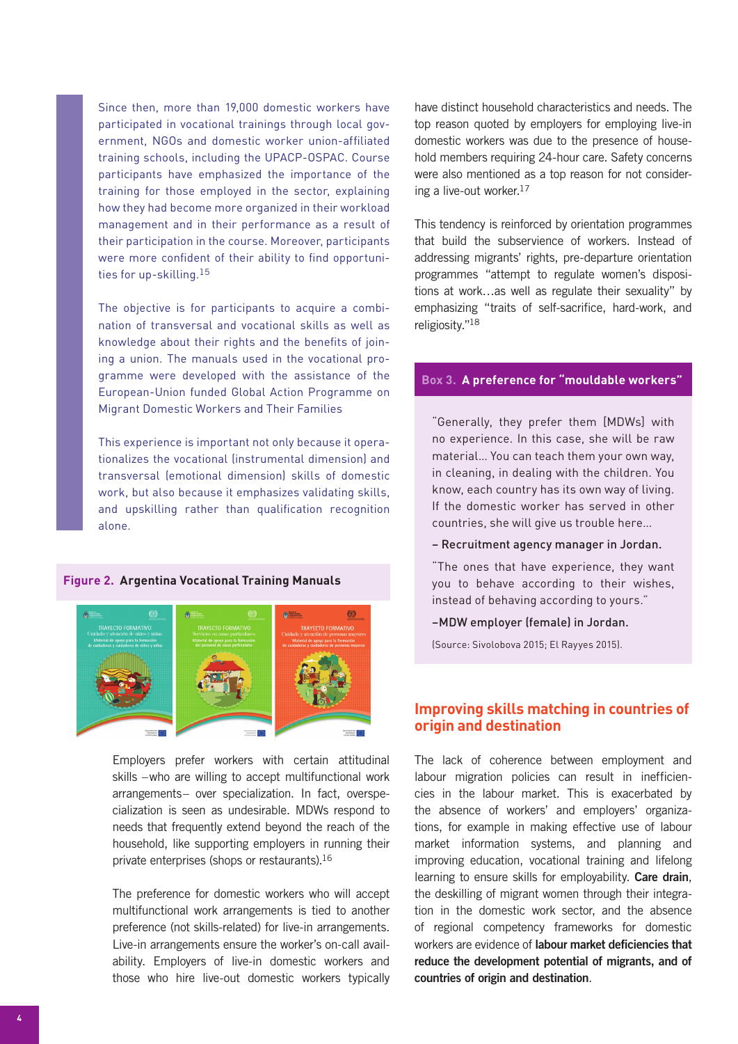Since then, more than 19,000 domestic workers have participated in vocational trainings through local government, NGOs and domestic worker union-affiliated training schools, including the UPACP-OSPAC. Course participants have emphasized the importance of the training for those employed in the sector, explaining how they had become more organized in their workload management and in their performance as a result of their participation in the course. Moreover, participants were more confident of their ability to find opportunities for up-skilling.[15]

The objective is for participants to acquire a combination of transversal and vocational skills as well as knowledge about their rights and the benefits of joining a union. The manuals used in the vocational programme were developed with the assistance of the European-Union funded Global Action Programme on Migrant Domestic Workers and Their Families

This experience is important not only because it operationalizes the vocational (instrumental dimension) and transversal (emotional dimension) skills of domestic work, but also because it emphasizes validating skills, and upskilling rather than qualification recognition alone.

**Figure 2. Argentina Vocational Training Manuals**

Employers prefer workers with certain attitudinal skills –who are willing to accept multifunctional work arrangements– over specialization. In fact, overspecialization is seen as undesirable. MDWs respond to needs that frequently extend beyond the reach of the household, like supporting employers in running their private enterprises (shops or restaurants).[16]

The preference for domestic workers who will accept multifunctional work arrangements is tied to another preference (not skills-related) for live-in arrangements. Live-in arrangements ensure the worker's on-call availability. Employers of live-in domestic workers and those who hire live-out domestic workers typically have distinct household characteristics and needs. The top reason quoted by employers for employing live-in domestic workers was due to the presence of household members requiring 24-hour care. Safety concerns were also mentioned as a top reason for not considering a live-out worker.[17]

This tendency is reinforced by orientation programmes that build the subservience of workers. Instead of addressing migrants' rights, pre-departure orientation programmes "attempt to regulate women's dispositions at work…as well as regulate their sexuality" by emphasizing "traits of self-sacrifice, hard-work, and religiosity."[18]

**Box 3. A preference for "mouldable workers"**

"Generally, they prefer them [MDWs] with no experience. In this case, she will be raw material… You can teach them your own way, in cleaning, in dealing with the children. You know, each country has its own way of living. If the domestic worker has served in other countries, she will give us trouble here…

**– Recruitment agency manager in Jordan.**

"The ones that have experience, they want you to behave according to their wishes, instead of behaving according to yours."

**–MDW employer (female) in Jordan.**

(Source: Sivolobova 2015; El Rayyes 2015).

## Improving skills matching in countries of origin and destination

The lack of coherence between employment and labour migration policies can result in inefficiencies in the labour market. This is exacerbated by the absence of workers' and employers' organizations, for example in making effective use of labour market information systems, and planning and improving education, vocational training and lifelong learning to ensure skills for employability. **Care drain**, the deskilling of migrant women through their integration in the domestic work sector, and the absence of regional competency frameworks for domestic workers are evidence of **labour market deficiencies that reduce the development potential of migrants, and of countries of origin and destination**.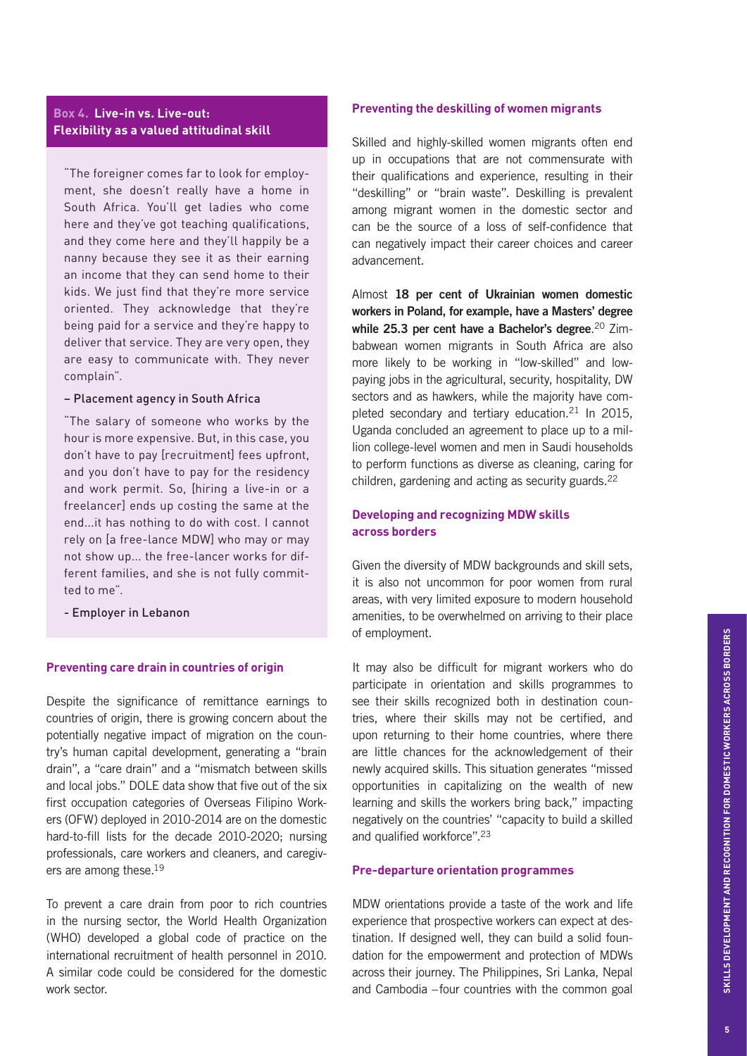### Box 4. Live-in vs. Live-out: Flexibility as a valued attitudinal skill

"The foreigner comes far to look for employment, she doesn't really have a home in South Africa. You'll get ladies who come here and they've got teaching qualifications, and they come here and they'll happily be a nanny because they see it as their earning an income that they can send home to their kids. We just find that they're more service oriented. They acknowledge that they're being paid for a service and they're happy to deliver that service. They are very open, they are easy to communicate with. They never complain".

– Placement agency in South Africa

"The salary of someone who works by the hour is more expensive. But, in this case, you don't have to pay [recruitment] fees upfront, and you don't have to pay for the residency and work permit. So, [hiring a live-in or a freelancer] ends up costing the same at the end…it has nothing to do with cost. I cannot rely on [a free-lance MDW] who may or may not show up… the free-lancer works for different families, and she is not fully committed to me".

- Employer in Lebanon

### Preventing care drain in countries of origin

Despite the significance of remittance earnings to countries of origin, there is growing concern about the potentially negative impact of migration on the country's human capital development, generating a "brain drain", a "care drain" and a "mismatch between skills and local jobs." DOLE data show that five out of the six first occupation categories of Overseas Filipino Workers (OFW) deployed in 2010-2014 are on the domestic hard-to-fill lists for the decade 2010-2020; nursing professionals, care workers and cleaners, and caregivers are among these.[19]

To prevent a care drain from poor to rich countries in the nursing sector, the World Health Organization (WHO) developed a global code of practice on the international recruitment of health personnel in 2010. A similar code could be considered for the domestic work sector.

### Preventing the deskilling of women migrants

Skilled and highly-skilled women migrants often end up in occupations that are not commensurate with their qualifications and experience, resulting in their "deskilling" or "brain waste". Deskilling is prevalent among migrant women in the domestic sector and can be the source of a loss of self-confidence that can negatively impact their career choices and career advancement.

Almost **18 per cent of Ukrainian women domestic workers in Poland, for example, have a Masters' degree while 25.3 per cent have a Bachelor's degree**.[20] Zimbabwean women migrants in South Africa are also more likely to be working in "low-skilled" and low-paying jobs in the agricultural, security, hospitality, DW sectors and as hawkers, while the majority have completed secondary and tertiary education.[21] In 2015, Uganda concluded an agreement to place up to a million college-level women and men in Saudi households to perform functions as diverse as cleaning, caring for children, gardening and acting as security guards.[22]

### Developing and recognizing MDW skills across borders

Given the diversity of MDW backgrounds and skill sets, it is also not uncommon for poor women from rural areas, with very limited exposure to modern household amenities, to be overwhelmed on arriving to their place of employment.

It may also be difficult for migrant workers who do participate in orientation and skills programmes to see their skills recognized both in destination countries, where their skills may not be certified, and upon returning to their home countries, where there are little chances for the acknowledgement of their newly acquired skills. This situation generates "missed opportunities in capitalizing on the wealth of new learning and skills the workers bring back," impacting negatively on the countries' "capacity to build a skilled and qualified workforce".[23]

### Pre-departure orientation programmes

MDW orientations provide a taste of the work and life experience that prospective workers can expect at destination. If designed well, they can build a solid foundation for the empowerment and protection of MDWs across their journey. The Philippines, Sri Lanka, Nepal and Cambodia –four countries with the common goal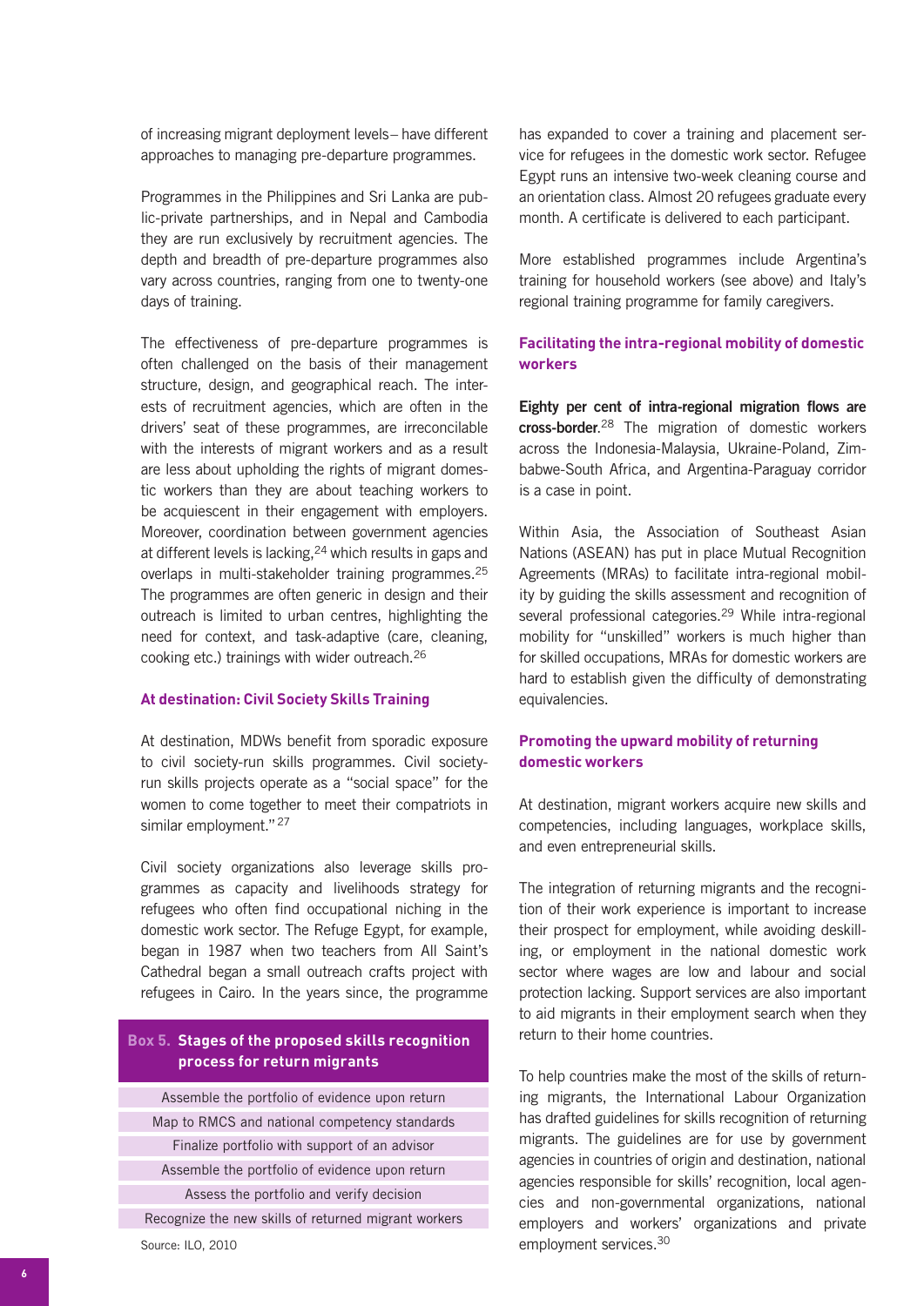of increasing migrant deployment levels– have different approaches to managing pre-departure programmes.

Programmes in the Philippines and Sri Lanka are public-private partnerships, and in Nepal and Cambodia they are run exclusively by recruitment agencies. The depth and breadth of pre-departure programmes also vary across countries, ranging from one to twenty-one days of training.

The effectiveness of pre-departure programmes is often challenged on the basis of their management structure, design, and geographical reach. The interests of recruitment agencies, which are often in the drivers' seat of these programmes, are irreconcilable with the interests of migrant workers and as a result are less about upholding the rights of migrant domestic workers than they are about teaching workers to be acquiescent in their engagement with employers. Moreover, coordination between government agencies at different levels is lacking,[24] which results in gaps and overlaps in multi-stakeholder training programmes.[25] The programmes are often generic in design and their outreach is limited to urban centres, highlighting the need for context, and task-adaptive (care, cleaning, cooking etc.) trainings with wider outreach.[26]

### At destination: Civil Society Skills Training

At destination, MDWs benefit from sporadic exposure to civil society-run skills programmes. Civil society-run skills projects operate as a "social space" for the women to come together to meet their compatriots in similar employment."[27]

Civil society organizations also leverage skills programmes as capacity and livelihoods strategy for refugees who often find occupational niching in the domestic work sector. The Refuge Egypt, for example, began in 1987 when two teachers from All Saint's Cathedral began a small outreach crafts project with refugees in Cairo. In the years since, the programme has expanded to cover a training and placement service for refugees in the domestic work sector. Refugee Egypt runs an intensive two-week cleaning course and an orientation class. Almost 20 refugees graduate every month. A certificate is delivered to each participant.

More established programmes include Argentina's training for household workers (see above) and Italy's regional training programme for family caregivers.

**Box 5. Stages of the proposed skills recognition process for return migrants**

| Stages |
|---|
| Assemble the portfolio of evidence upon return |
| Map to RMCS and national competency standards |
| Finalize portfolio with support of an advisor |
| Assemble the portfolio of evidence upon return |
| Assess the portfolio and verify decision |
| Recognize the new skills of returned migrant workers |

Source: ILO, 2010

### Facilitating the intra-regional mobility of domestic workers

**Eighty per cent of intra-regional migration flows are cross-border.**[28] The migration of domestic workers across the Indonesia-Malaysia, Ukraine-Poland, Zimbabwe-South Africa, and Argentina-Paraguay corridor is a case in point.

Within Asia, the Association of Southeast Asian Nations (ASEAN) has put in place Mutual Recognition Agreements (MRAs) to facilitate intra-regional mobility by guiding the skills assessment and recognition of several professional categories.[29] While intra-regional mobility for "unskilled" workers is much higher than for skilled occupations, MRAs for domestic workers are hard to establish given the difficulty of demonstrating equivalencies.

### Promoting the upward mobility of returning domestic workers

At destination, migrant workers acquire new skills and competencies, including languages, workplace skills, and even entrepreneurial skills.

The integration of returning migrants and the recognition of their work experience is important to increase their prospect for employment, while avoiding deskilling, or employment in the national domestic work sector where wages are low and labour and social protection lacking. Support services are also important to aid migrants in their employment search when they return to their home countries.

To help countries make the most of the skills of returning migrants, the International Labour Organization has drafted guidelines for skills recognition of returning migrants. The guidelines are for use by government agencies in countries of origin and destination, national agencies responsible for skills' recognition, local agencies and non-governmental organizations, national employers and workers' organizations and private employment services.[30]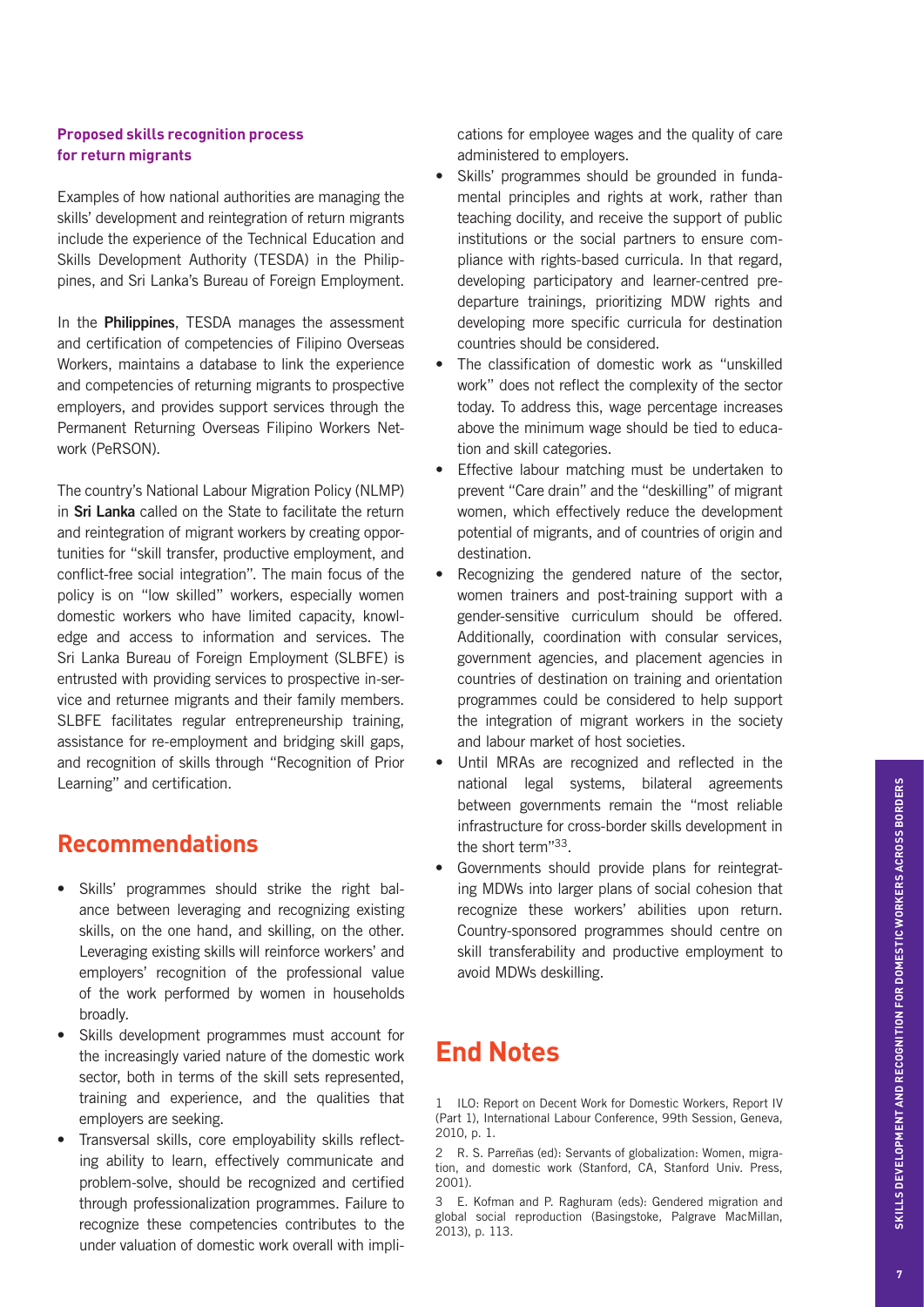#### Proposed skills recognition process for return migrants

Examples of how national authorities are managing the skills' development and reintegration of return migrants include the experience of the Technical Education and Skills Development Authority (TESDA) in the Philippines, and Sri Lanka's Bureau of Foreign Employment.

In the **Philippines**, TESDA manages the assessment and certification of competencies of Filipino Overseas Workers, maintains a database to link the experience and competencies of returning migrants to prospective employers, and provides support services through the Permanent Returning Overseas Filipino Workers Network (PeRSON).

The country's National Labour Migration Policy (NLMP) in **Sri Lanka** called on the State to facilitate the return and reintegration of migrant workers by creating opportunities for "skill transfer, productive employment, and conflict-free social integration". The main focus of the policy is on "low skilled" workers, especially women domestic workers who have limited capacity, knowledge and access to information and services. The Sri Lanka Bureau of Foreign Employment (SLBFE) is entrusted with providing services to prospective in-service and returnee migrants and their family members. SLBFE facilitates regular entrepreneurship training, assistance for re-employment and bridging skill gaps, and recognition of skills through "Recognition of Prior Learning" and certification.

## Recommendations

- Skills' programmes should strike the right balance between leveraging and recognizing existing skills, on the one hand, and skilling, on the other. Leveraging existing skills will reinforce workers' and employers' recognition of the professional value of the work performed by women in households broadly.
- Skills development programmes must account for the increasingly varied nature of the domestic work sector, both in terms of the skill sets represented, training and experience, and the qualities that employers are seeking.
- Transversal skills, core employability skills reflecting ability to learn, effectively communicate and problem-solve, should be recognized and certified through professionalization programmes. Failure to recognize these competencies contributes to the under valuation of domestic work overall with implications for employee wages and the quality of care administered to employers.
- Skills' programmes should be grounded in fundamental principles and rights at work, rather than teaching docility, and receive the support of public institutions or the social partners to ensure compliance with rights-based curricula. In that regard, developing participatory and learner-centred pre-departure trainings, prioritizing MDW rights and developing more specific curricula for destination countries should be considered.
- The classification of domestic work as "unskilled work" does not reflect the complexity of the sector today. To address this, wage percentage increases above the minimum wage should be tied to education and skill categories.
- Effective labour matching must be undertaken to prevent "Care drain" and the "deskilling" of migrant women, which effectively reduce the development potential of migrants, and of countries of origin and destination.
- Recognizing the gendered nature of the sector, women trainers and post-training support with a gender-sensitive curriculum should be offered. Additionally, coordination with consular services, government agencies, and placement agencies in countries of destination on training and orientation programmes could be considered to help support the integration of migrant workers in the society and labour market of host societies.
- Until MRAs are recognized and reflected in the national legal systems, bilateral agreements between governments remain the "most reliable infrastructure for cross-border skills development in the short term"[33].
- Governments should provide plans for reintegrating MDWs into larger plans of social cohesion that recognize these workers' abilities upon return. Country-sponsored programmes should centre on skill transferability and productive employment to avoid MDWs deskilling.

## End Notes

1 ILO: Report on Decent Work for Domestic Workers, Report IV (Part 1), International Labour Conference, 99th Session, Geneva, 2010, p. 1.

2 R. S. Parreñas (ed): Servants of globalization: Women, migration, and domestic work (Stanford, CA, Stanford Univ. Press, 2001).

3 E. Kofman and P. Raghuram (eds): Gendered migration and global social reproduction (Basingstoke, Palgrave MacMillan, 2013), p. 113.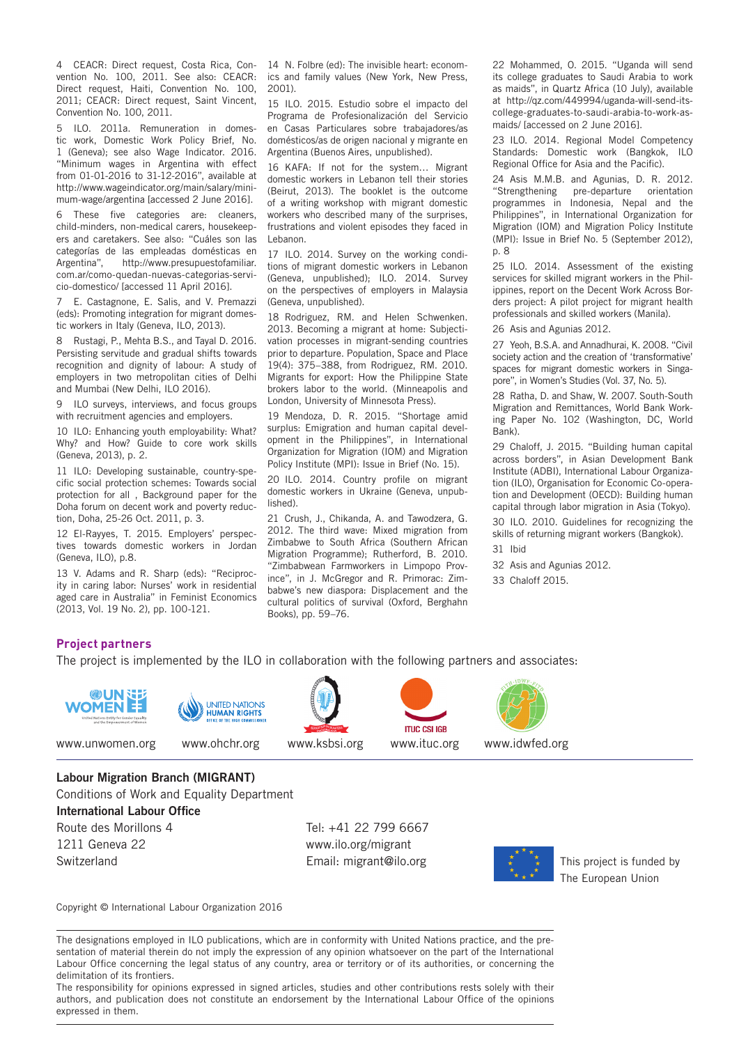4 CEACR: Direct request, Costa Rica, Convention No. 100, 2011. See also: CEACR: Direct request, Haiti, Convention No. 100, 2011; CEACR: Direct request, Saint Vincent, Convention No. 100, 2011.

5 ILO. 2011a. Remuneration in domestic work, Domestic Work Policy Brief, No. 1 (Geneva); see also Wage Indicator. 2016. "Minimum wages in Argentina with effect from 01-01-2016 to 31-12-2016", available at http://www.wageindicator.org/main/salary/minimum-wage/argentina [accessed 2 June 2016].

6 These five categories are: cleaners, child-minders, non-medical carers, housekeepers and caretakers. See also: "Cuáles son las categorías de las empleadas domésticas en Argentina", http://www.presupuestofamiliar.com.ar/como-quedan-nuevas-categorias-servicio-domestico/ [accessed 11 April 2016].

7 E. Castagnone, E. Salis, and V. Premazzi (eds): Promoting integration for migrant domestic workers in Italy (Geneva, ILO, 2013).

8 Rustagi, P., Mehta B.S., and Tayal D. 2016. Persisting servitude and gradual shifts towards recognition and dignity of labour: A study of employers in two metropolitan cities of Delhi and Mumbai (New Delhi, ILO 2016).

9 ILO surveys, interviews, and focus groups with recruitment agencies and employers.

10 ILO: Enhancing youth employability: What? Why? and How? Guide to core work skills (Geneva, 2013), p. 2.

11 ILO: Developing sustainable, country-specific social protection schemes: Towards social protection for all , Background paper for the Doha forum on decent work and poverty reduction, Doha, 25-26 Oct. 2011, p. 3.

12 El-Rayyes, T. 2015. Employers' perspectives towards domestic workers in Jordan (Geneva, ILO), p.8.

13 V. Adams and R. Sharp (eds): "Reciprocity in caring labor: Nurses' work in residential aged care in Australia" in Feminist Economics (2013, Vol. 19 No. 2), pp. 100-121.

14 N. Folbre (ed): The invisible heart: economics and family values (New York, New Press, 2001).

15 ILO. 2015. Estudio sobre el impacto del Programa de Profesionalización del Servicio en Casas Particulares sobre trabajadores/as domésticos/as de origen nacional y migrante en Argentina (Buenos Aires, unpublished).

16 KAFA: If not for the system… Migrant domestic workers in Lebanon tell their stories (Beirut, 2013). The booklet is the outcome of a writing workshop with migrant domestic workers who described many of the surprises, frustrations and violent episodes they faced in Lebanon.

17 ILO. 2014. Survey on the working conditions of migrant domestic workers in Lebanon (Geneva, unpublished); ILO. 2014. Survey on the perspectives of employers in Malaysia (Geneva, unpublished).

18 Rodriguez, RM. and Helen Schwenken. 2013. Becoming a migrant at home: Subjectivation processes in migrant-sending countries prior to departure. Population, Space and Place 19(4): 375–388, from Rodriguez, RM. 2010. Migrants for export: How the Philippine State brokers labor to the world. (Minneapolis and London, University of Minnesota Press).

19 Mendoza, D. R. 2015. "Shortage amid surplus: Emigration and human capital development in the Philippines", in International Organization for Migration (IOM) and Migration Policy Institute (MPI): Issue in Brief (No. 15).

20 ILO. 2014. Country profile on migrant domestic workers in Ukraine (Geneva, unpublished).

21 Crush, J., Chikanda, A. and Tawodzera, G. 2012. The third wave: Mixed migration from Zimbabwe to South Africa (Southern African Migration Programme); Rutherford, B. 2010. "Zimbabwean Farmworkers in Limpopo Province", in J. McGregor and R. Primorac: Zimbabwe's new diaspora: Displacement and the cultural politics of survival (Oxford, Berghahn Books), pp. 59–76.

22 Mohammed, O. 2015. "Uganda will send its college graduates to Saudi Arabia to work as maids", in Quartz Africa (10 July), available at http://qz.com/449994/uganda-will-send-its-college-graduates-to-saudi-arabia-to-work-as-maids/ [accessed on 2 June 2016].

23 ILO. 2014. Regional Model Competency Standards: Domestic work (Bangkok, ILO Regional Office for Asia and the Pacific).

24 Asis M.M.B. and Agunias, D. R. 2012. "Strengthening pre-departure orientation programmes in Indonesia, Nepal and the Philippines", in International Organization for Migration (IOM) and Migration Policy Institute (MPI): Issue in Brief No. 5 (September 2012), p. 8

25 ILO. 2014. Assessment of the existing services for skilled migrant workers in the Philippines, report on the Decent Work Across Borders project: A pilot project for migrant health professionals and skilled workers (Manila).

26 Asis and Agunias 2012.

27 Yeoh, B.S.A. and Annadhurai, K. 2008. "Civil society action and the creation of 'transformative' spaces for migrant domestic workers in Singapore", in Women's Studies (Vol. 37, No. 5).

28 Ratha, D. and Shaw, W. 2007. South-South Migration and Remittances, World Bank Working Paper No. 102 (Washington, DC, World Bank).

29 Chaloff, J. 2015. "Building human capital across borders", in Asian Development Bank Institute (ADBI), International Labour Organization (ILO), Organisation for Economic Co-operation and Development (OECD): Building human capital through labor migration in Asia (Tokyo).

30 ILO. 2010. Guidelines for recognizing the skills of returning migrant workers (Bangkok).

31 Ibid

32 Asis and Agunias 2012.

33 Chaloff 2015.

**Project partners**

The project is implemented by the ILO in collaboration with the following partners and associates:

www.unwomen.org  www.ohchr.org  www.ksbsi.org  www.ituc.org  www.idwfed.org

**Labour Migration Branch (MIGRANT)**
Conditions of Work and Equality Department
**International Labour Office**
Route des Morillons 4
1211 Geneva 22
Switzerland

Tel: +41 22 799 6667
www.ilo.org/migrant
Email: migrant@ilo.org

This project is funded by The European Union

Copyright © International Labour Organization 2016

The designations employed in ILO publications, which are in conformity with United Nations practice, and the presentation of material therein do not imply the expression of any opinion whatsoever on the part of the International Labour Office concerning the legal status of any country, area or territory or of its authorities, or concerning the delimitation of its frontiers.
The responsibility for opinions expressed in signed articles, studies and other contributions rests solely with their authors, and publication does not constitute an endorsement by the International Labour Office of the opinions expressed in them.